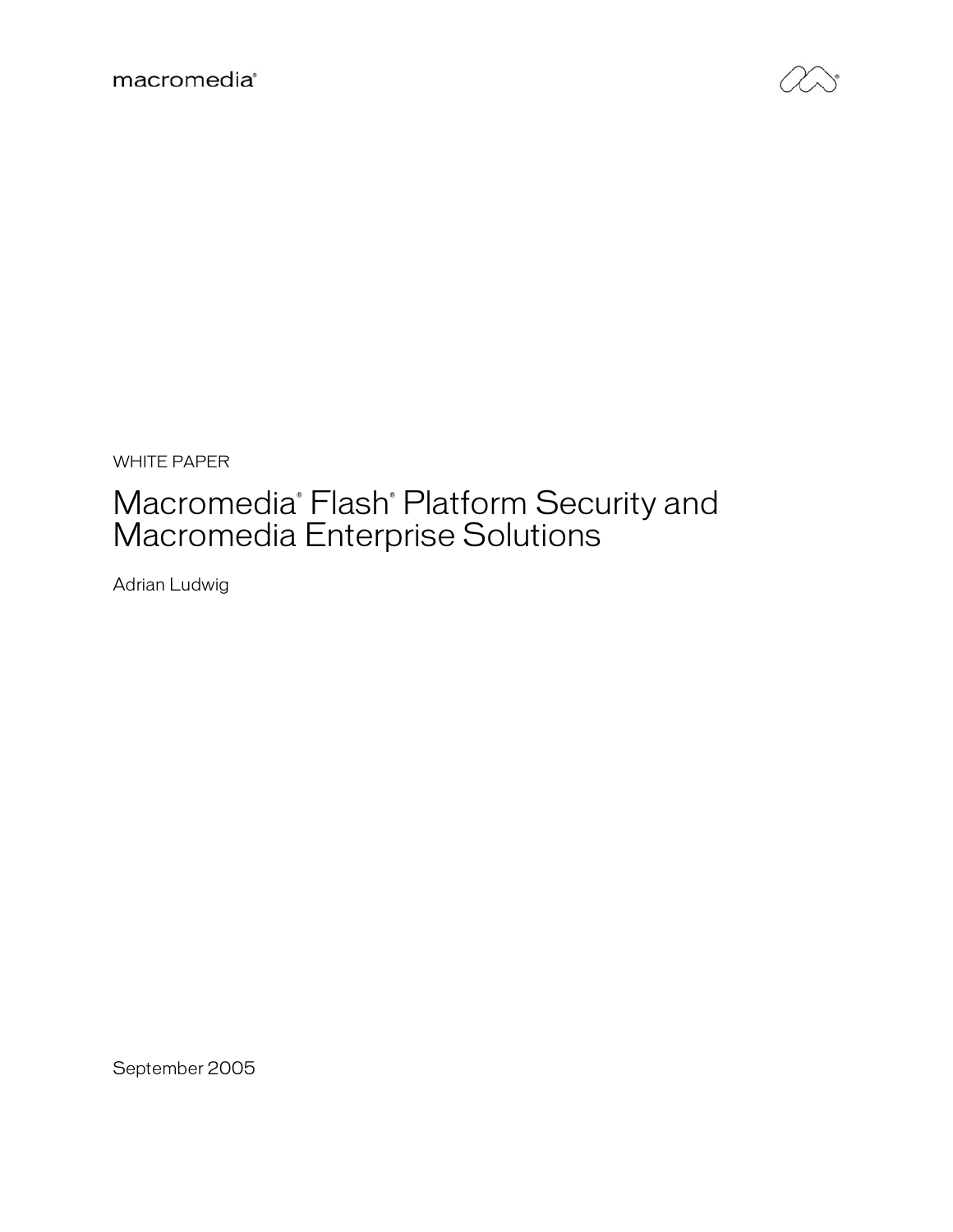macromedia®

WHITE PAPER

# Macromedia® Flash® Platform Security and Macromedia Enterprise Solutions

Adrian Ludwig

September 2005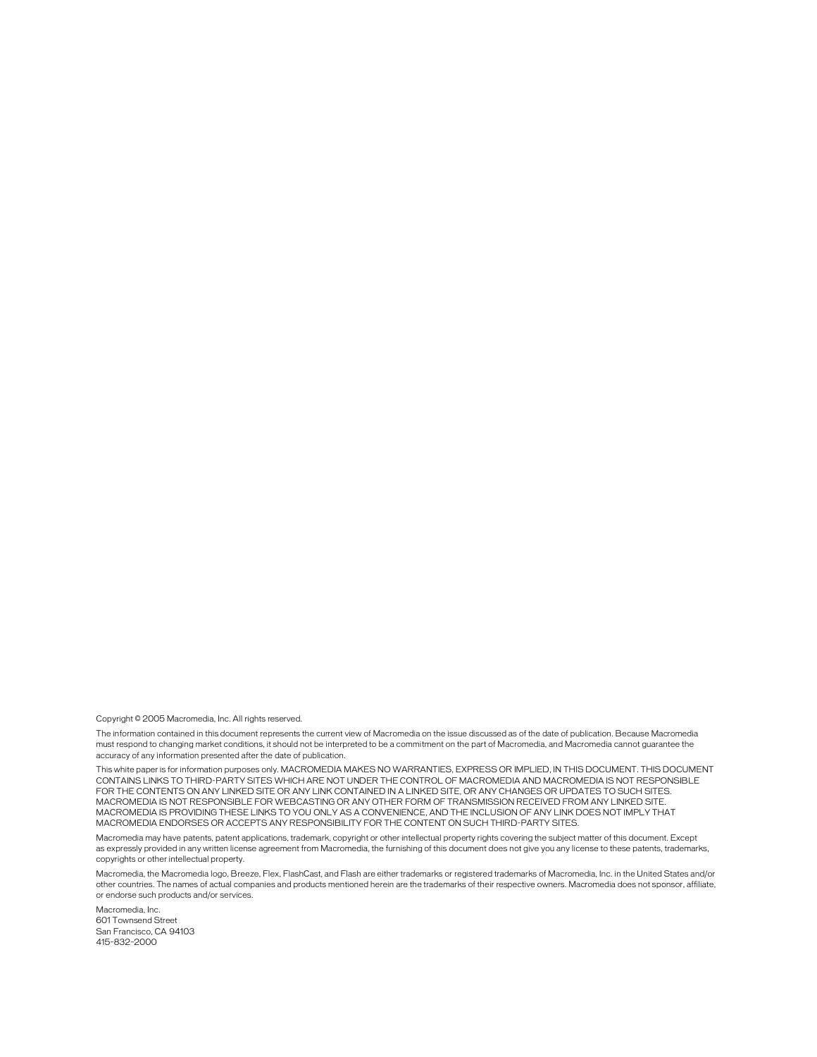Copyright © 2005 Macromedia, Inc. All rights reserved.

The information contained in this document represents the current view of Macromedia on the issue discussed as of the date of publication. Because Macromedia must respond to changing market conditions, it should not be interpreted to be a commitment on the part of Macromedia, and Macromedia cannot guarantee the accuracy of any information presented after the date of publication.

This white paper is for information purposes only. MACROMEDIA MAKES NO WARRANTIES, EXPRESS OR IMPLIED, IN THIS DOCUMENT. THIS DOCUMENT CONTAINS LINKS TO THIRD-PARTY SITES WHICH ARE NOT UNDER THE CONTROL OF MACROMEDIA AND MACROMEDIA IS NOT RESPONSIBLE FOR THE CONTENTS ON ANY LINKED SITE OR ANY LINK CONTAINED IN A LINKED SITE, OR ANY CHANGES OR UPDATES TO SUCH SITES. MACROMEDIA IS NOT RESPONSIBLE FOR WEBCASTING OR ANY OTHER FORM OF TRANSMISSION RECEIVED FROM ANY LINKED SITE. MACROMEDIA IS PROVIDING THESE LINKS TO YOU ONLY AS A CONVENIENCE, AND THE INCLUSION OF ANY LINK DOES NOT IMPLY THAT MACROMEDIA ENDORSES OR ACCEPTS ANY RESPONSIBILITY FOR THE CONTENT ON SUCH THIRD-PARTY SITES.

Macromedia may have patents, patent applications, trademark, copyright or other intellectual property rights covering the subject matter of this document. Except as expressly provided in any written license agreement from Macromedia, the furnishing of this document does not give you any license to these patents, trademarks, copyrights or other intellectual property.

Macromedia, the Macromedia logo, Breeze, Flex, FlashCast, and Flash are either trademarks or registered trademarks of Macromedia, Inc. in the United States and/or other countries. The names of actual companies and products mentioned herein are the trademarks of their respective owners. Macromedia does not sponsor, affiliate, or endorse such products and/or services.

Macromedia, Inc.
601 Townsend Street
San Francisco, CA 94103
415-832-2000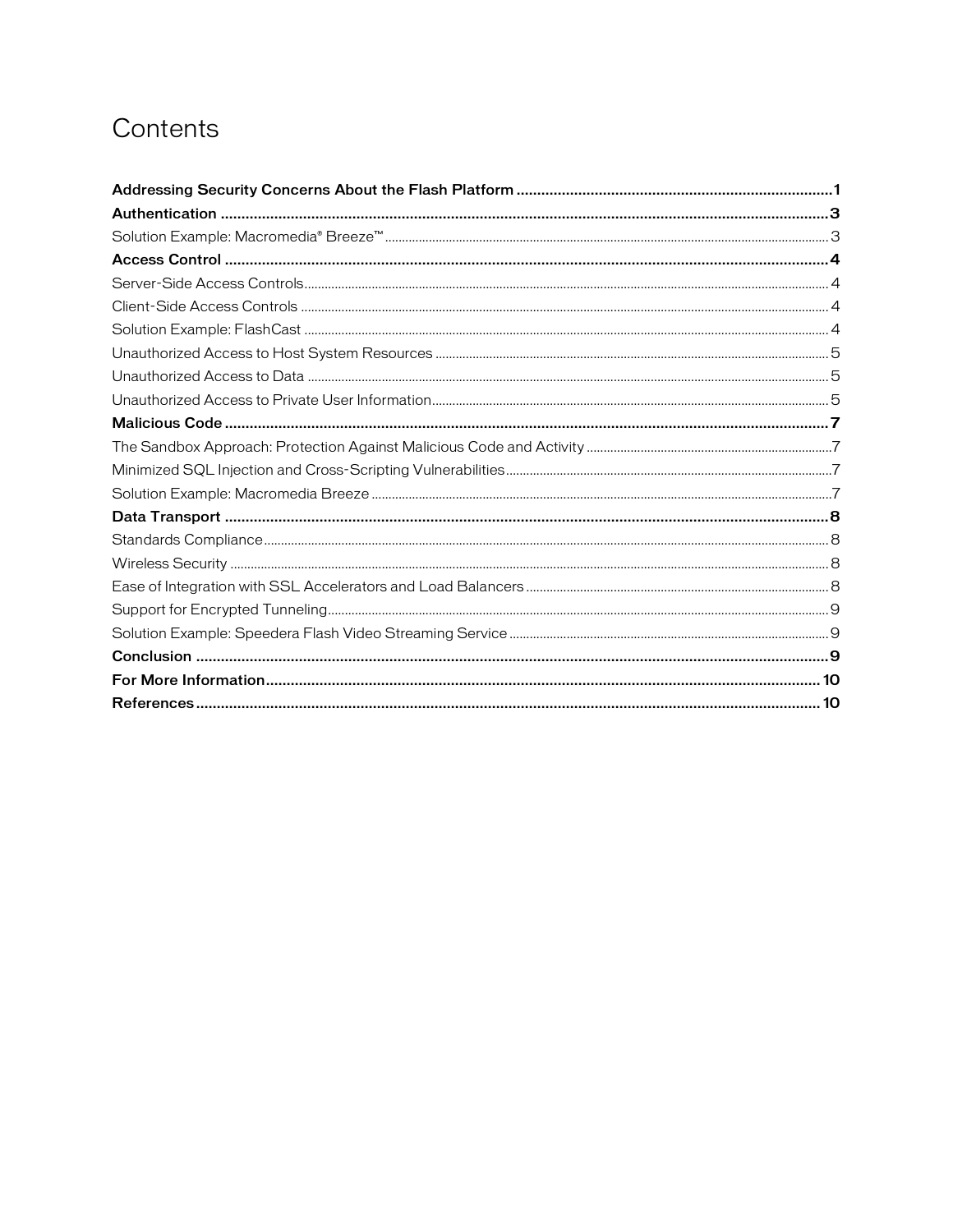# Contents

**Addressing Security Concerns About the Flash Platform** ........................................................................ **1**
**Authentication** ............................................................................................................................... **3**
Solution Example: Macromedia® Breeze™ ................................................................................................. 3
**Access Control** ............................................................................................................................... **4**
Server-Side Access Controls ................................................................................................................... 4
Client-Side Access Controls .................................................................................................................... 4
Solution Example: FlashCast .................................................................................................................. 4
Unauthorized Access to Host System Resources ...................................................................................... 5
Unauthorized Access to Data .................................................................................................................. 5
Unauthorized Access to Private User Information ..................................................................................... 5
**Malicious Code** ............................................................................................................................... **7**
The Sandbox Approach: Protection Against Malicious Code and Activity ...................................................... 7
Minimized SQL Injection and Cross-Scripting Vulnerabilities ...................................................................... 7
Solution Example: Macromedia Breeze ..................................................................................................... 7
**Data Transport** ............................................................................................................................... **8**
Standards Compliance ............................................................................................................................ 8
Wireless Security .................................................................................................................................. 8
Ease of Integration with SSL Accelerators and Load Balancers ................................................................... 8
Support for Encrypted Tunneling .............................................................................................................. 9
Solution Example: Speedera Flash Video Streaming Service ....................................................................... 9
**Conclusion** ..................................................................................................................................... **9**
**For More Information** ...................................................................................................................... **10**
**References** .................................................................................................................................... **10**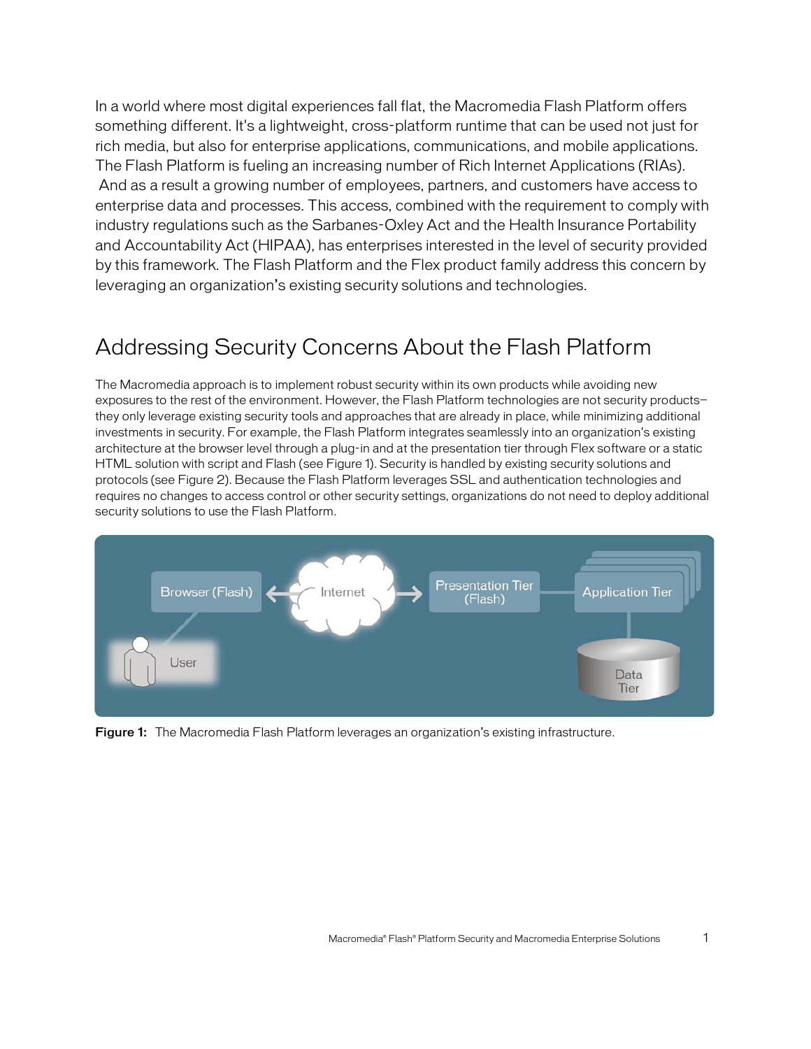In a world where most digital experiences fall flat, the Macromedia Flash Platform offers something different. It's a lightweight, cross-platform runtime that can be used not just for rich media, but also for enterprise applications, communications, and mobile applications. The Flash Platform is fueling an increasing number of Rich Internet Applications (RIAs). And as a result a growing number of employees, partners, and customers have access to enterprise data and processes. This access, combined with the requirement to comply with industry regulations such as the Sarbanes-Oxley Act and the Health Insurance Portability and Accountability Act (HIPAA), has enterprises interested in the level of security provided by this framework. The Flash Platform and the Flex product family address this concern by leveraging an organization's existing security solutions and technologies.

## Addressing Security Concerns About the Flash Platform

The Macromedia approach is to implement robust security within its own products while avoiding new exposures to the rest of the environment. However, the Flash Platform technologies are not security products–they only leverage existing security tools and approaches that are already in place, while minimizing additional investments in security. For example, the Flash Platform integrates seamlessly into an organization's existing architecture at the browser level through a plug-in and at the presentation tier through Flex software or a static HTML solution with script and Flash (see Figure 1). Security is handled by existing security solutions and protocols (see Figure 2). Because the Flash Platform leverages SSL and authentication technologies and requires no changes to access control or other security settings, organizations do not need to deploy additional security solutions to use the Flash Platform.

**Figure 1:** The Macromedia Flash Platform leverages an organization's existing infrastructure.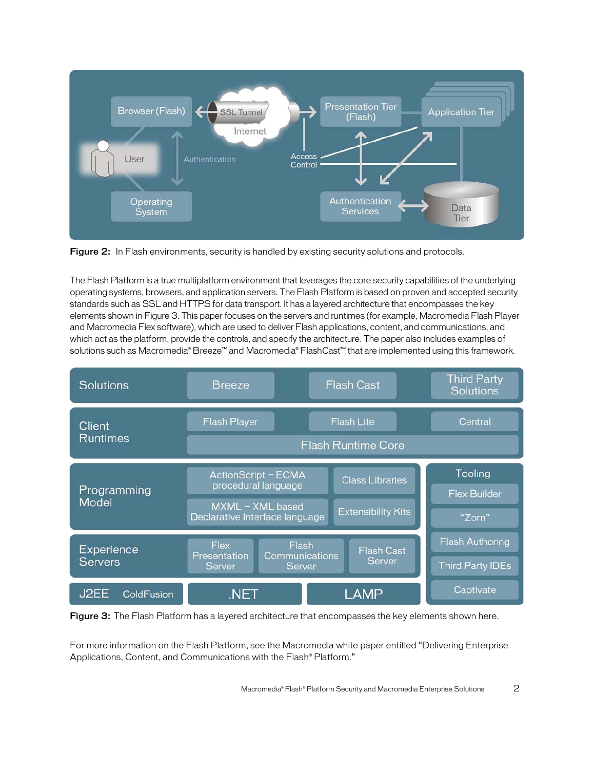**Figure 2:** In Flash environments, security is handled by existing security solutions and protocols.

The Flash Platform is a true multiplatform environment that leverages the core security capabilities of the underlying operating systems, browsers, and application servers. The Flash Platform is based on proven and accepted security standards such as SSL and HTTPS for data transport. It has a layered architecture that encompasses the key elements shown in Figure 3. This paper focuses on the servers and runtimes (for example, Macromedia Flash Player and Macromedia Flex software), which are used to deliver Flash applications, content, and communications, and which act as the platform, provide the controls, and specify the architecture. The paper also includes examples of solutions such as Macromedia® Breeze™ and Macromedia® FlashCast™ that are implemented using this framework.

**Figure 3:** The Flash Platform has a layered architecture that encompasses the key elements shown here.

For more information on the Flash Platform, see the Macromedia white paper entitled "Delivering Enterprise Applications, Content, and Communications with the Flash® Platform."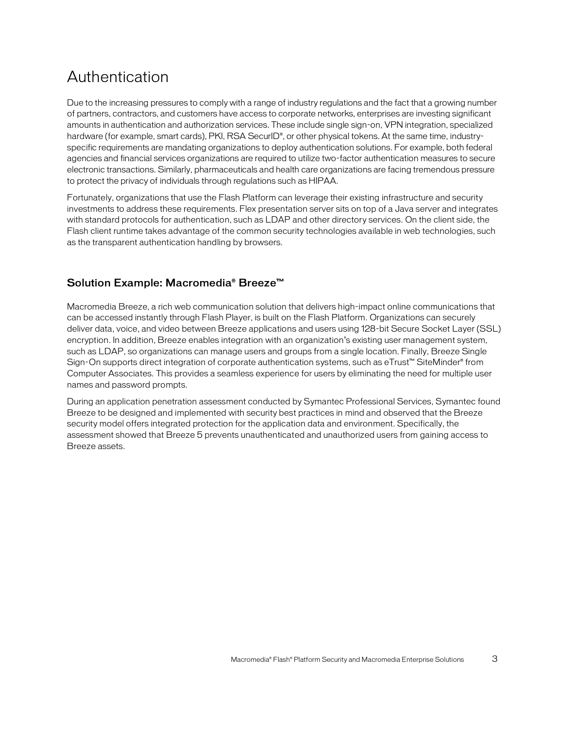# Authentication

Due to the increasing pressures to comply with a range of industry regulations and the fact that a growing number of partners, contractors, and customers have access to corporate networks, enterprises are investing significant amounts in authentication and authorization services. These include single sign-on, VPN integration, specialized hardware (for example, smart cards), PKI, RSA SecurID®, or other physical tokens. At the same time, industry-specific requirements are mandating organizations to deploy authentication solutions. For example, both federal agencies and financial services organizations are required to utilize two-factor authentication measures to secure electronic transactions. Similarly, pharmaceuticals and health care organizations are facing tremendous pressure to protect the privacy of individuals through regulations such as HIPAA.

Fortunately, organizations that use the Flash Platform can leverage their existing infrastructure and security investments to address these requirements. Flex presentation server sits on top of a Java server and integrates with standard protocols for authentication, such as LDAP and other directory services. On the client side, the Flash client runtime takes advantage of the common security technologies available in web technologies, such as the transparent authentication handling by browsers.

## Solution Example: Macromedia® Breeze™

Macromedia Breeze, a rich web communication solution that delivers high-impact online communications that can be accessed instantly through Flash Player, is built on the Flash Platform. Organizations can securely deliver data, voice, and video between Breeze applications and users using 128-bit Secure Socket Layer (SSL) encryption. In addition, Breeze enables integration with an organization's existing user management system, such as LDAP, so organizations can manage users and groups from a single location. Finally, Breeze Single Sign-On supports direct integration of corporate authentication systems, such as eTrust™ SiteMinder® from Computer Associates. This provides a seamless experience for users by eliminating the need for multiple user names and password prompts.

During an application penetration assessment conducted by Symantec Professional Services, Symantec found Breeze to be designed and implemented with security best practices in mind and observed that the Breeze security model offers integrated protection for the application data and environment. Specifically, the assessment showed that Breeze 5 prevents unauthenticated and unauthorized users from gaining access to Breeze assets.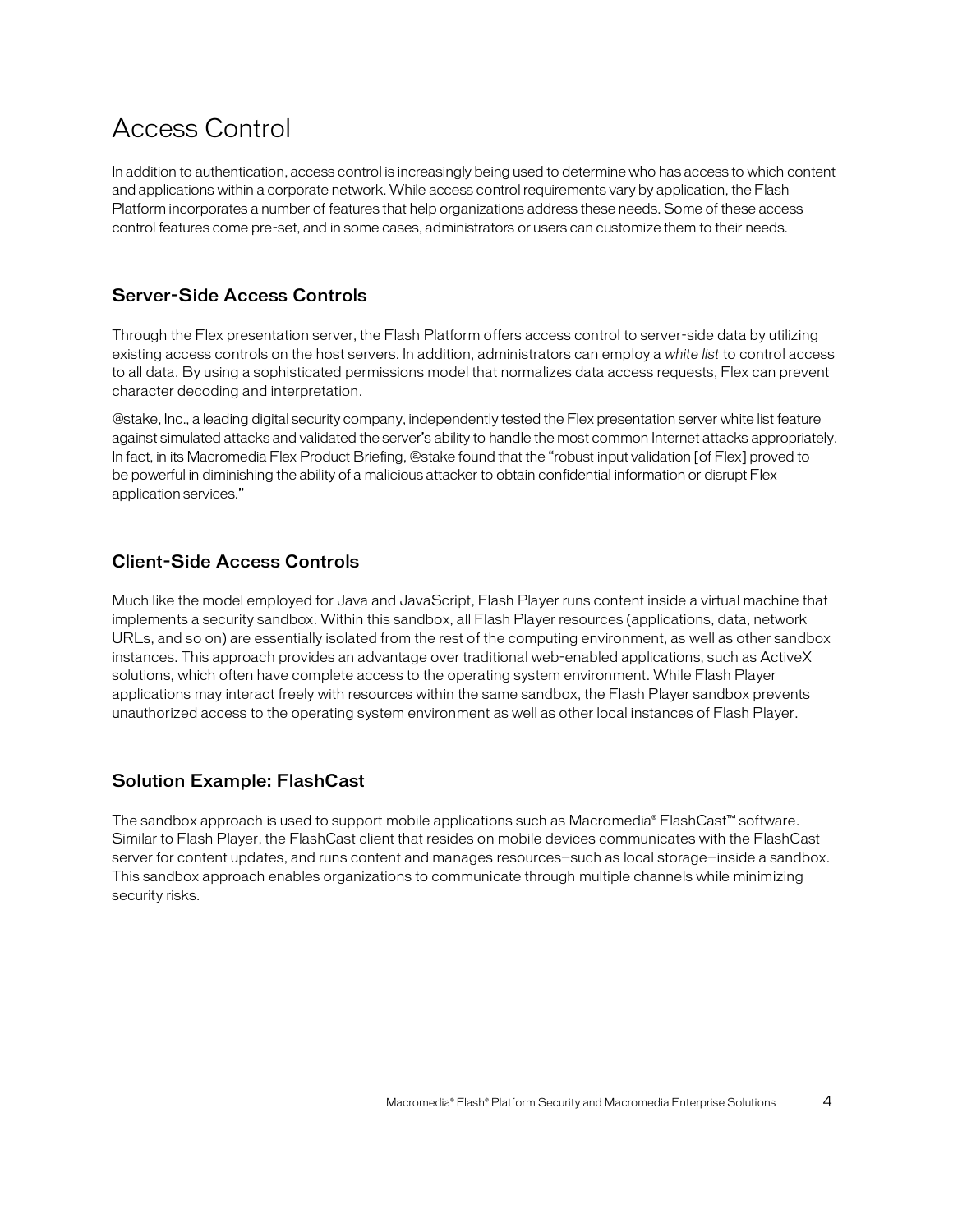## Access Control

In addition to authentication, access control is increasingly being used to determine who has access to which content and applications within a corporate network. While access control requirements vary by application, the Flash Platform incorporates a number of features that help organizations address these needs. Some of these access control features come pre-set, and in some cases, administrators or users can customize them to their needs.

### Server-Side Access Controls

Through the Flex presentation server, the Flash Platform offers access control to server-side data by utilizing existing access controls on the host servers. In addition, administrators can employ a *white list* to control access to all data. By using a sophisticated permissions model that normalizes data access requests, Flex can prevent character decoding and interpretation.

@stake, Inc., a leading digital security company, independently tested the Flex presentation server white list feature against simulated attacks and validated the server's ability to handle the most common Internet attacks appropriately. In fact, in its Macromedia Flex Product Briefing, @stake found that the "robust input validation [of Flex] proved to be powerful in diminishing the ability of a malicious attacker to obtain confidential information or disrupt Flex application services."

### Client-Side Access Controls

Much like the model employed for Java and JavaScript, Flash Player runs content inside a virtual machine that implements a security sandbox. Within this sandbox, all Flash Player resources (applications, data, network URLs, and so on) are essentially isolated from the rest of the computing environment, as well as other sandbox instances. This approach provides an advantage over traditional web-enabled applications, such as ActiveX solutions, which often have complete access to the operating system environment. While Flash Player applications may interact freely with resources within the same sandbox, the Flash Player sandbox prevents unauthorized access to the operating system environment as well as other local instances of Flash Player.

### Solution Example: FlashCast

The sandbox approach is used to support mobile applications such as Macromedia® FlashCast™ software. Similar to Flash Player, the FlashCast client that resides on mobile devices communicates with the FlashCast server for content updates, and runs content and manages resources—such as local storage—inside a sandbox. This sandbox approach enables organizations to communicate through multiple channels while minimizing security risks.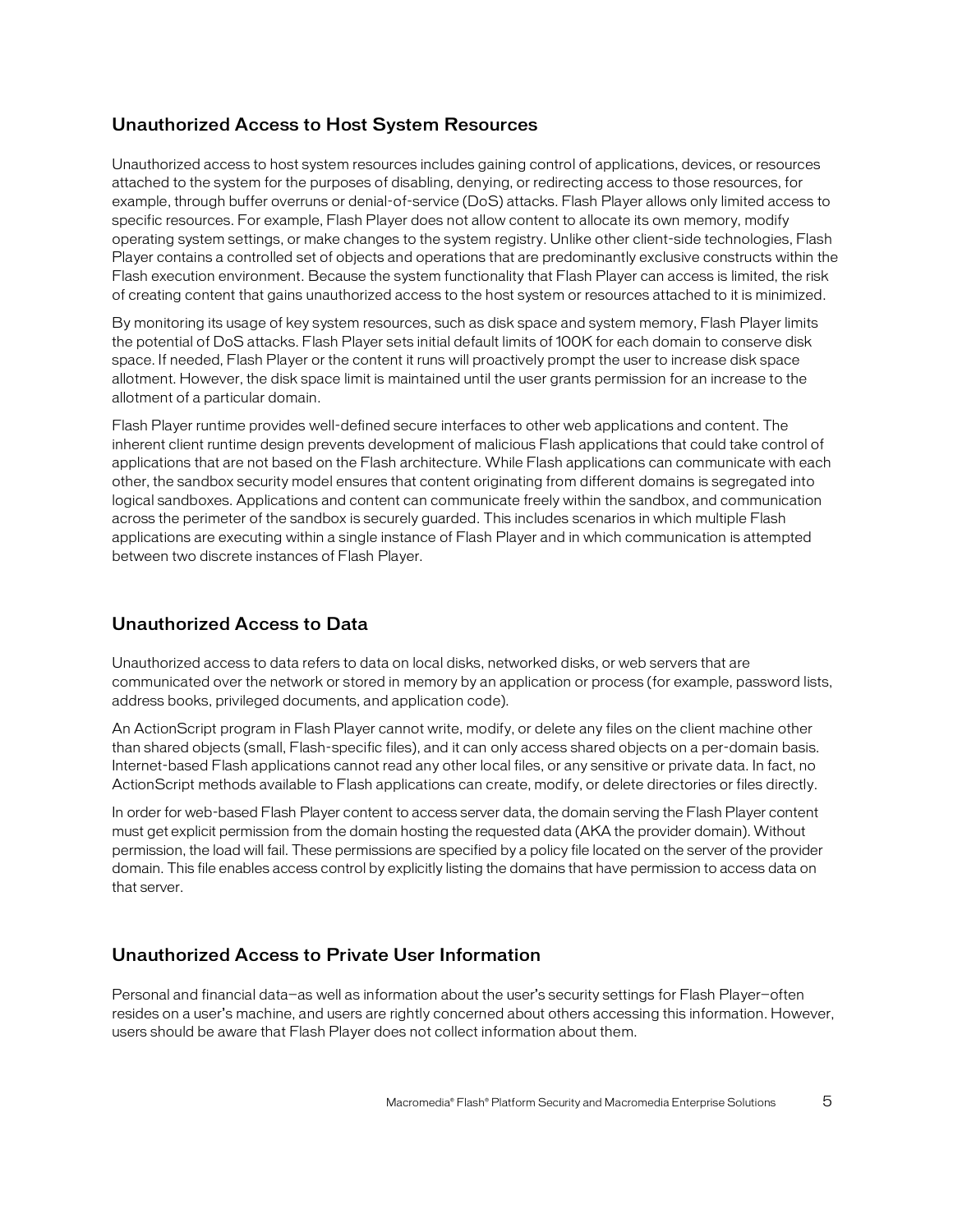## Unauthorized Access to Host System Resources

Unauthorized access to host system resources includes gaining control of applications, devices, or resources attached to the system for the purposes of disabling, denying, or redirecting access to those resources, for example, through buffer overruns or denial-of-service (DoS) attacks. Flash Player allows only limited access to specific resources. For example, Flash Player does not allow content to allocate its own memory, modify operating system settings, or make changes to the system registry. Unlike other client-side technologies, Flash Player contains a controlled set of objects and operations that are predominantly exclusive constructs within the Flash execution environment. Because the system functionality that Flash Player can access is limited, the risk of creating content that gains unauthorized access to the host system or resources attached to it is minimized.

By monitoring its usage of key system resources, such as disk space and system memory, Flash Player limits the potential of DoS attacks. Flash Player sets initial default limits of 100K for each domain to conserve disk space. If needed, Flash Player or the content it runs will proactively prompt the user to increase disk space allotment. However, the disk space limit is maintained until the user grants permission for an increase to the allotment of a particular domain.

Flash Player runtime provides well-defined secure interfaces to other web applications and content. The inherent client runtime design prevents development of malicious Flash applications that could take control of applications that are not based on the Flash architecture. While Flash applications can communicate with each other, the sandbox security model ensures that content originating from different domains is segregated into logical sandboxes. Applications and content can communicate freely within the sandbox, and communication across the perimeter of the sandbox is securely guarded. This includes scenarios in which multiple Flash applications are executing within a single instance of Flash Player and in which communication is attempted between two discrete instances of Flash Player.

## Unauthorized Access to Data

Unauthorized access to data refers to data on local disks, networked disks, or web servers that are communicated over the network or stored in memory by an application or process (for example, password lists, address books, privileged documents, and application code).

An ActionScript program in Flash Player cannot write, modify, or delete any files on the client machine other than shared objects (small, Flash-specific files), and it can only access shared objects on a per-domain basis. Internet-based Flash applications cannot read any other local files, or any sensitive or private data. In fact, no ActionScript methods available to Flash applications can create, modify, or delete directories or files directly.

In order for web-based Flash Player content to access server data, the domain serving the Flash Player content must get explicit permission from the domain hosting the requested data (AKA the provider domain). Without permission, the load will fail. These permissions are specified by a policy file located on the server of the provider domain. This file enables access control by explicitly listing the domains that have permission to access data on that server.

## Unauthorized Access to Private User Information

Personal and financial data—as well as information about the user's security settings for Flash Player—often resides on a user's machine, and users are rightly concerned about others accessing this information. However, users should be aware that Flash Player does not collect information about them.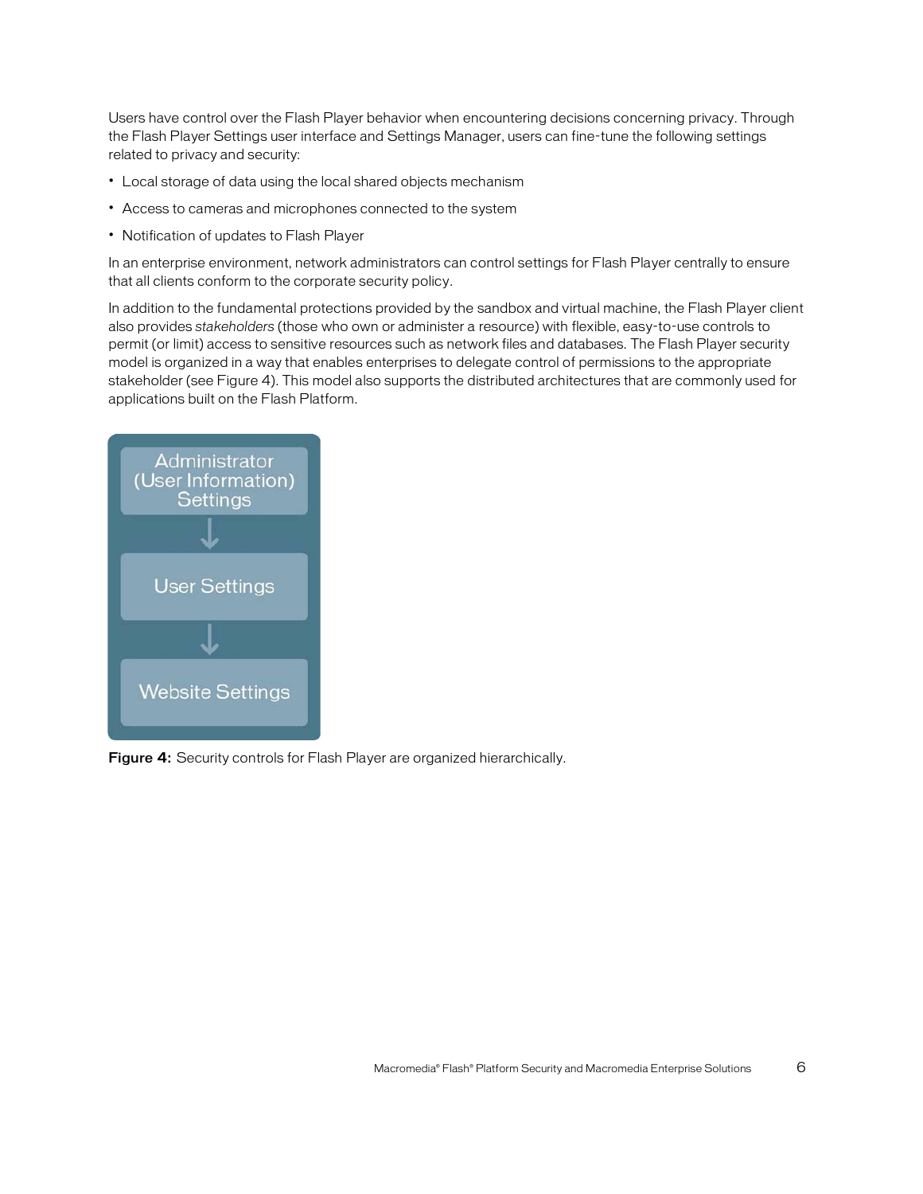Users have control over the Flash Player behavior when encountering decisions concerning privacy. Through the Flash Player Settings user interface and Settings Manager, users can fine-tune the following settings related to privacy and security:

- Local storage of data using the local shared objects mechanism
- Access to cameras and microphones connected to the system
- Notification of updates to Flash Player

In an enterprise environment, network administrators can control settings for Flash Player centrally to ensure that all clients conform to the corporate security policy.

In addition to the fundamental protections provided by the sandbox and virtual machine, the Flash Player client also provides *stakeholders* (those who own or administer a resource) with flexible, easy-to-use controls to permit (or limit) access to sensitive resources such as network files and databases. The Flash Player security model is organized in a way that enables enterprises to delegate control of permissions to the appropriate stakeholder (see Figure 4). This model also supports the distributed architectures that are commonly used for applications built on the Flash Platform.

Administrator (User Information) Settings

↓

User Settings

↓

Website Settings

**Figure 4:** Security controls for Flash Player are organized hierarchically.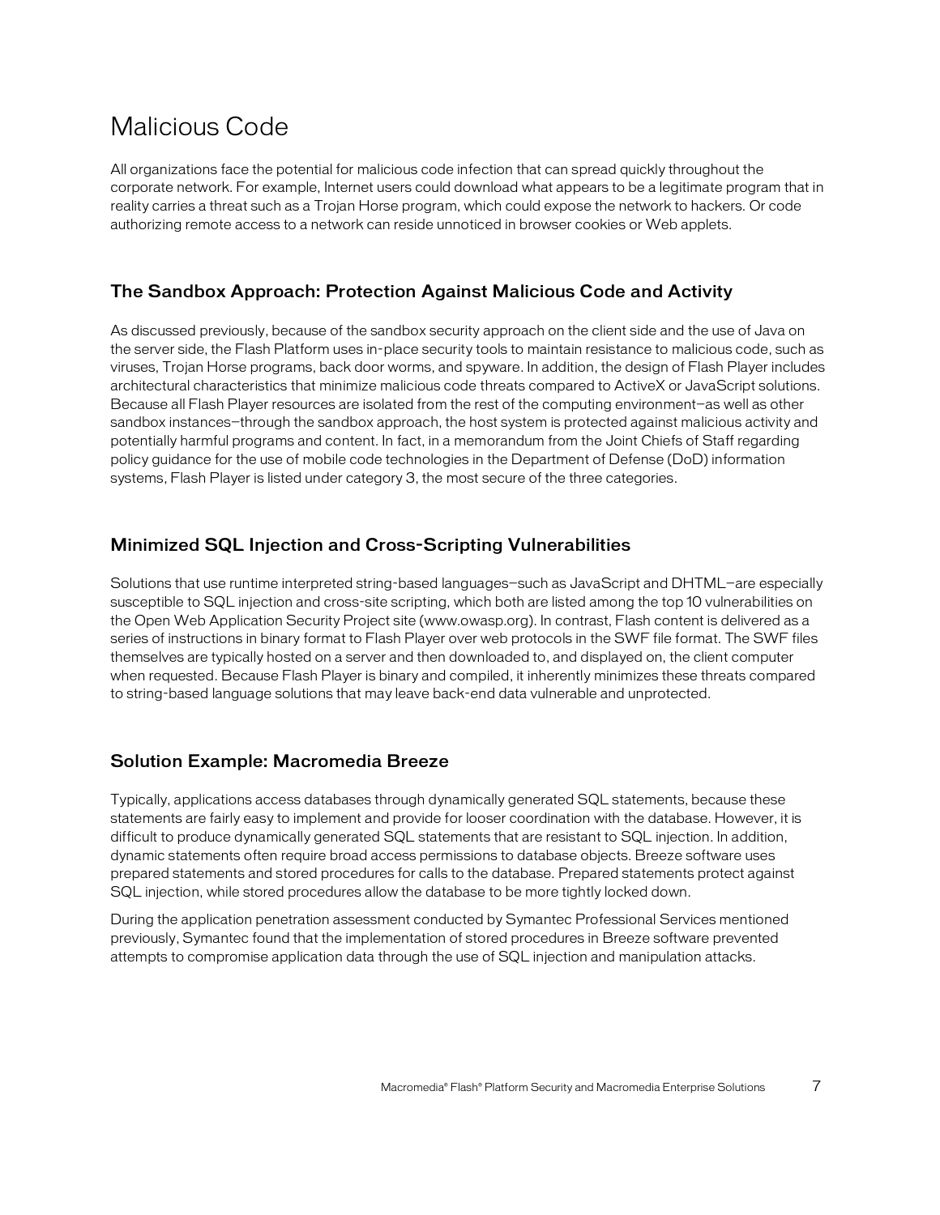# Malicious Code

All organizations face the potential for malicious code infection that can spread quickly throughout the corporate network. For example, Internet users could download what appears to be a legitimate program that in reality carries a threat such as a Trojan Horse program, which could expose the network to hackers. Or code authorizing remote access to a network can reside unnoticed in browser cookies or Web applets.

## The Sandbox Approach: Protection Against Malicious Code and Activity

As discussed previously, because of the sandbox security approach on the client side and the use of Java on the server side, the Flash Platform uses in-place security tools to maintain resistance to malicious code, such as viruses, Trojan Horse programs, back door worms, and spyware. In addition, the design of Flash Player includes architectural characteristics that minimize malicious code threats compared to ActiveX or JavaScript solutions. Because all Flash Player resources are isolated from the rest of the computing environment—as well as other sandbox instances—through the sandbox approach, the host system is protected against malicious activity and potentially harmful programs and content. In fact, in a memorandum from the Joint Chiefs of Staff regarding policy guidance for the use of mobile code technologies in the Department of Defense (DoD) information systems, Flash Player is listed under category 3, the most secure of the three categories.

## Minimized SQL Injection and Cross-Scripting Vulnerabilities

Solutions that use runtime interpreted string-based languages—such as JavaScript and DHTML—are especially susceptible to SQL injection and cross-site scripting, which both are listed among the top 10 vulnerabilities on the Open Web Application Security Project site (www.owasp.org). In contrast, Flash content is delivered as a series of instructions in binary format to Flash Player over web protocols in the SWF file format. The SWF files themselves are typically hosted on a server and then downloaded to, and displayed on, the client computer when requested. Because Flash Player is binary and compiled, it inherently minimizes these threats compared to string-based language solutions that may leave back-end data vulnerable and unprotected.

## Solution Example: Macromedia Breeze

Typically, applications access databases through dynamically generated SQL statements, because these statements are fairly easy to implement and provide for looser coordination with the database. However, it is difficult to produce dynamically generated SQL statements that are resistant to SQL injection. In addition, dynamic statements often require broad access permissions to database objects. Breeze software uses prepared statements and stored procedures for calls to the database. Prepared statements protect against SQL injection, while stored procedures allow the database to be more tightly locked down.

During the application penetration assessment conducted by Symantec Professional Services mentioned previously, Symantec found that the implementation of stored procedures in Breeze software prevented attempts to compromise application data through the use of SQL injection and manipulation attacks.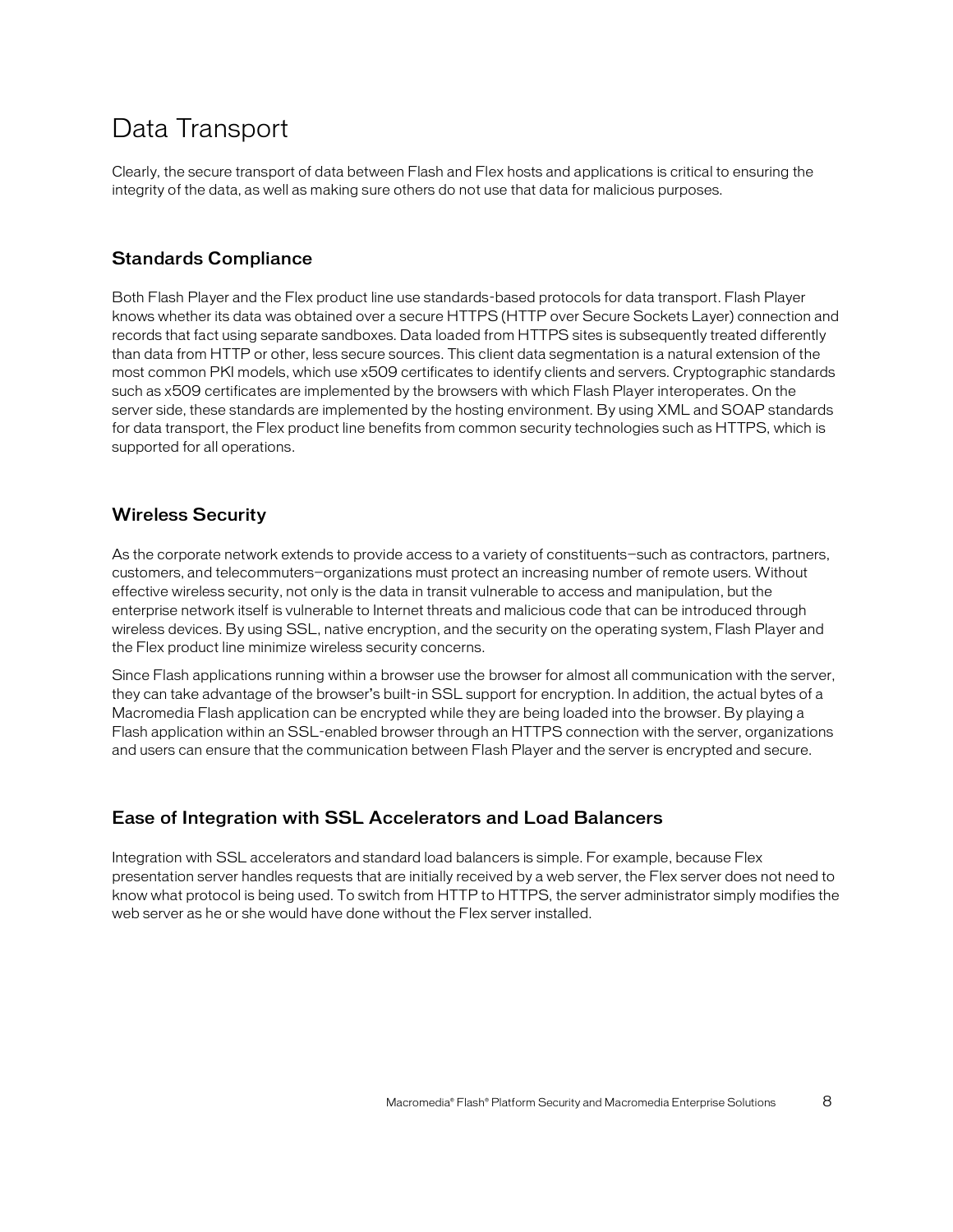# Data Transport

Clearly, the secure transport of data between Flash and Flex hosts and applications is critical to ensuring the integrity of the data, as well as making sure others do not use that data for malicious purposes.

## Standards Compliance

Both Flash Player and the Flex product line use standards-based protocols for data transport. Flash Player knows whether its data was obtained over a secure HTTPS (HTTP over Secure Sockets Layer) connection and records that fact using separate sandboxes. Data loaded from HTTPS sites is subsequently treated differently than data from HTTP or other, less secure sources. This client data segmentation is a natural extension of the most common PKI models, which use x509 certificates to identify clients and servers. Cryptographic standards such as x509 certificates are implemented by the browsers with which Flash Player interoperates. On the server side, these standards are implemented by the hosting environment. By using XML and SOAP standards for data transport, the Flex product line benefits from common security technologies such as HTTPS, which is supported for all operations.

## Wireless Security

As the corporate network extends to provide access to a variety of constituents—such as contractors, partners, customers, and telecommuters—organizations must protect an increasing number of remote users. Without effective wireless security, not only is the data in transit vulnerable to access and manipulation, but the enterprise network itself is vulnerable to Internet threats and malicious code that can be introduced through wireless devices. By using SSL, native encryption, and the security on the operating system, Flash Player and the Flex product line minimize wireless security concerns.

Since Flash applications running within a browser use the browser for almost all communication with the server, they can take advantage of the browser's built-in SSL support for encryption. In addition, the actual bytes of a Macromedia Flash application can be encrypted while they are being loaded into the browser. By playing a Flash application within an SSL-enabled browser through an HTTPS connection with the server, organizations and users can ensure that the communication between Flash Player and the server is encrypted and secure.

## Ease of Integration with SSL Accelerators and Load Balancers

Integration with SSL accelerators and standard load balancers is simple. For example, because Flex presentation server handles requests that are initially received by a web server, the Flex server does not need to know what protocol is being used. To switch from HTTP to HTTPS, the server administrator simply modifies the web server as he or she would have done without the Flex server installed.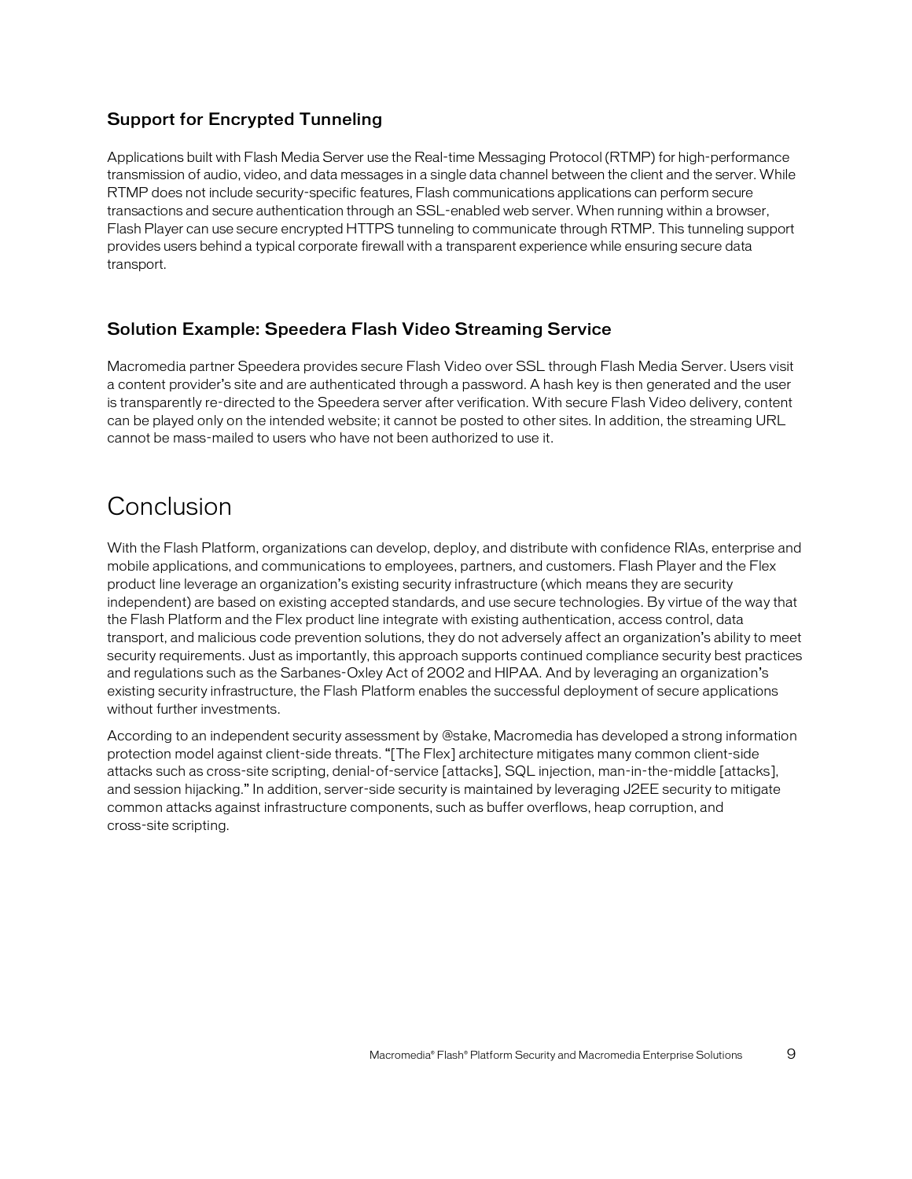### Support for Encrypted Tunneling

Applications built with Flash Media Server use the Real-time Messaging Protocol (RTMP) for high-performance transmission of audio, video, and data messages in a single data channel between the client and the server. While RTMP does not include security-specific features, Flash communications applications can perform secure transactions and secure authentication through an SSL-enabled web server. When running within a browser, Flash Player can use secure encrypted HTTPS tunneling to communicate through RTMP. This tunneling support provides users behind a typical corporate firewall with a transparent experience while ensuring secure data transport.

### Solution Example: Speedera Flash Video Streaming Service

Macromedia partner Speedera provides secure Flash Video over SSL through Flash Media Server. Users visit a content provider's site and are authenticated through a password. A hash key is then generated and the user is transparently re-directed to the Speedera server after verification. With secure Flash Video delivery, content can be played only on the intended website; it cannot be posted to other sites. In addition, the streaming URL cannot be mass-mailed to users who have not been authorized to use it.

## Conclusion

With the Flash Platform, organizations can develop, deploy, and distribute with confidence RIAs, enterprise and mobile applications, and communications to employees, partners, and customers. Flash Player and the Flex product line leverage an organization's existing security infrastructure (which means they are security independent) are based on existing accepted standards, and use secure technologies. By virtue of the way that the Flash Platform and the Flex product line integrate with existing authentication, access control, data transport, and malicious code prevention solutions, they do not adversely affect an organization's ability to meet security requirements. Just as importantly, this approach supports continued compliance security best practices and regulations such as the Sarbanes-Oxley Act of 2002 and HIPAA. And by leveraging an organization's existing security infrastructure, the Flash Platform enables the successful deployment of secure applications without further investments.

According to an independent security assessment by @stake, Macromedia has developed a strong information protection model against client-side threats. "[The Flex] architecture mitigates many common client-side attacks such as cross-site scripting, denial-of-service [attacks], SQL injection, man-in-the-middle [attacks], and session hijacking." In addition, server-side security is maintained by leveraging J2EE security to mitigate common attacks against infrastructure components, such as buffer overflows, heap corruption, and cross-site scripting.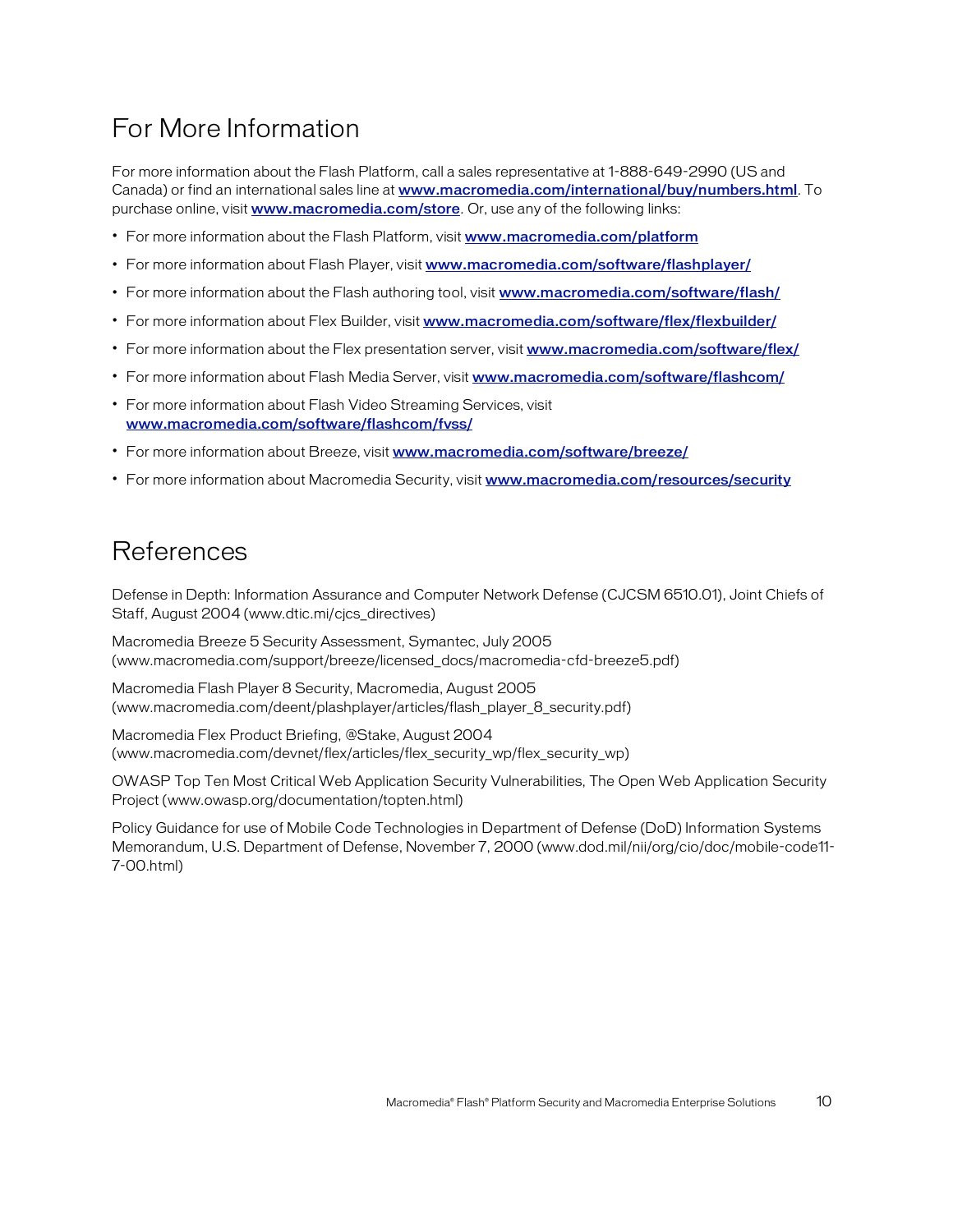## For More Information

For more information about the Flash Platform, call a sales representative at 1-888-649-2990 (US and Canada) or find an international sales line at **www.macromedia.com/international/buy/numbers.html**. To purchase online, visit **www.macromedia.com/store**. Or, use any of the following links:

- For more information about the Flash Platform, visit **www.macromedia.com/platform**
- For more information about Flash Player, visit **www.macromedia.com/software/flashplayer/**
- For more information about the Flash authoring tool, visit **www.macromedia.com/software/flash/**
- For more information about Flex Builder, visit **www.macromedia.com/software/flex/flexbuilder/**
- For more information about the Flex presentation server, visit **www.macromedia.com/software/flex/**
- For more information about Flash Media Server, visit **www.macromedia.com/software/flashcom/**
- For more information about Flash Video Streaming Services, visit **www.macromedia.com/software/flashcom/fvss/**
- For more information about Breeze, visit **www.macromedia.com/software/breeze/**
- For more information about Macromedia Security, visit **www.macromedia.com/resources/security**

## References

Defense in Depth: Information Assurance and Computer Network Defense (CJCSM 6510.01), Joint Chiefs of Staff, August 2004 (www.dtic.mi/cjcs_directives)

Macromedia Breeze 5 Security Assessment, Symantec, July 2005 (www.macromedia.com/support/breeze/licensed_docs/macromedia-cfd-breeze5.pdf)

Macromedia Flash Player 8 Security, Macromedia, August 2005 (www.macromedia.com/deent/plashplayer/articles/flash_player_8_security.pdf)

Macromedia Flex Product Briefing, @Stake, August 2004 (www.macromedia.com/devnet/flex/articles/flex_security_wp/flex_security_wp)

OWASP Top Ten Most Critical Web Application Security Vulnerabilities, The Open Web Application Security Project (www.owasp.org/documentation/topten.html)

Policy Guidance for use of Mobile Code Technologies in Department of Defense (DoD) Information Systems Memorandum, U.S. Department of Defense, November 7, 2000 (www.dod.mil/nii/org/cio/doc/mobile-code11-7-00.html)